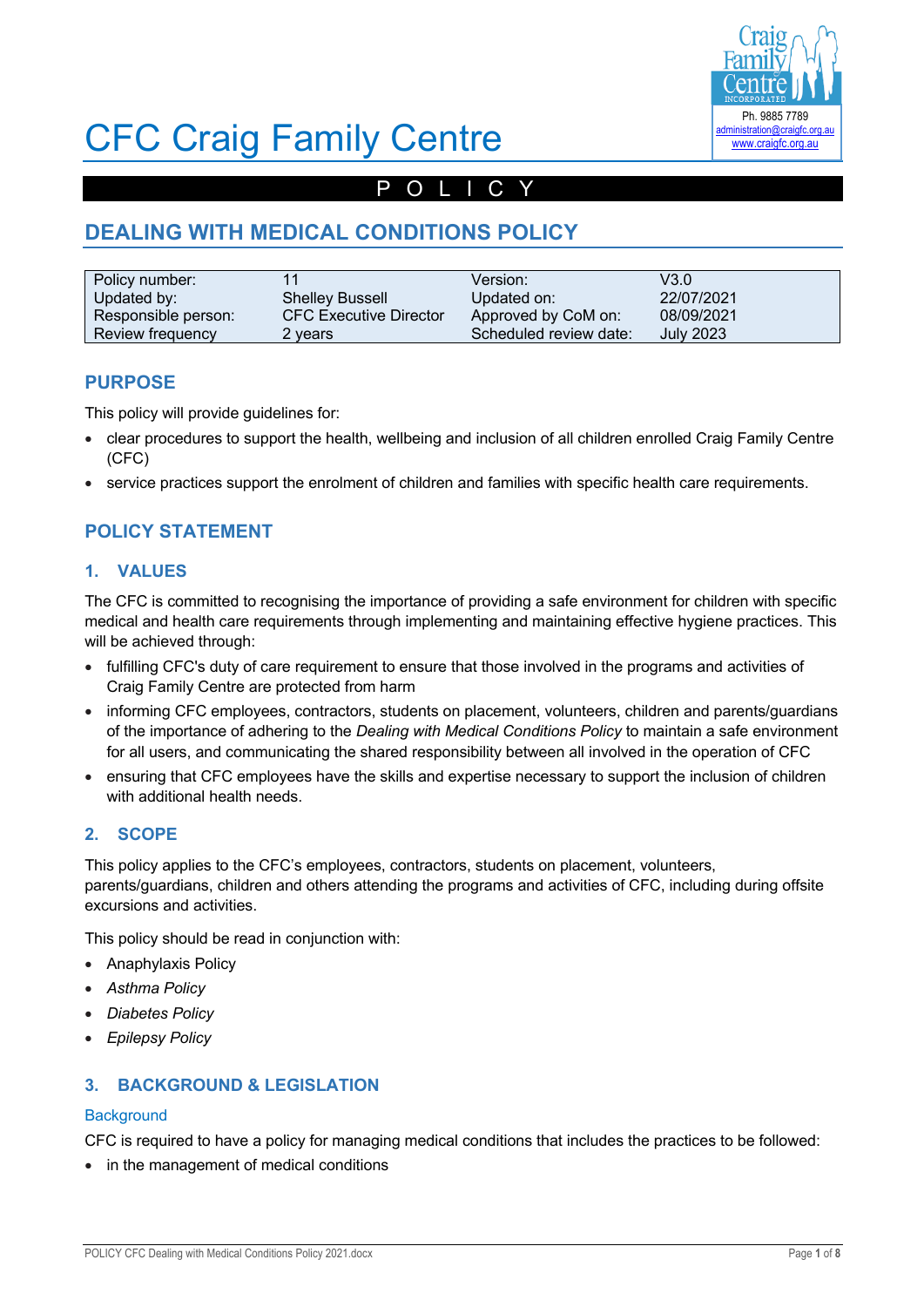# CFC Craig Family Centre

Ph. 9885 7789
administration@craigfc.org.au
www.craigfc.org.au

P O L I C Y

## DEALING WITH MEDICAL CONDITIONS POLICY

| Policy number: | 11 | Version: | V3.0 |
|---|---|---|---|
| Updated by: | Shelley Bussell | Updated on: | 22/07/2021 |
| Responsible person: | CFC Executive Director | Approved by CoM on: | 08/09/2021 |
| Review frequency | 2 years | Scheduled review date: | July 2023 |

## PURPOSE

This policy will provide guidelines for:

- clear procedures to support the health, wellbeing and inclusion of all children enrolled Craig Family Centre (CFC)
- service practices support the enrolment of children and families with specific health care requirements.

## POLICY STATEMENT

### 1. VALUES

The CFC is committed to recognising the importance of providing a safe environment for children with specific medical and health care requirements through implementing and maintaining effective hygiene practices. This will be achieved through:

- fulfilling CFC's duty of care requirement to ensure that those involved in the programs and activities of Craig Family Centre are protected from harm
- informing CFC employees, contractors, students on placement, volunteers, children and parents/guardians of the importance of adhering to the *Dealing with Medical Conditions Policy* to maintain a safe environment for all users, and communicating the shared responsibility between all involved in the operation of CFC
- ensuring that CFC employees have the skills and expertise necessary to support the inclusion of children with additional health needs.

### 2. SCOPE

This policy applies to the CFC's employees, contractors, students on placement, volunteers, parents/guardians, children and others attending the programs and activities of CFC, including during offsite excursions and activities.

This policy should be read in conjunction with:

- Anaphylaxis Policy
- *Asthma Policy*
- *Diabetes Policy*
- *Epilepsy Policy*

### 3. BACKGROUND & LEGISLATION

#### Background

CFC is required to have a policy for managing medical conditions that includes the practices to be followed:

- in the management of medical conditions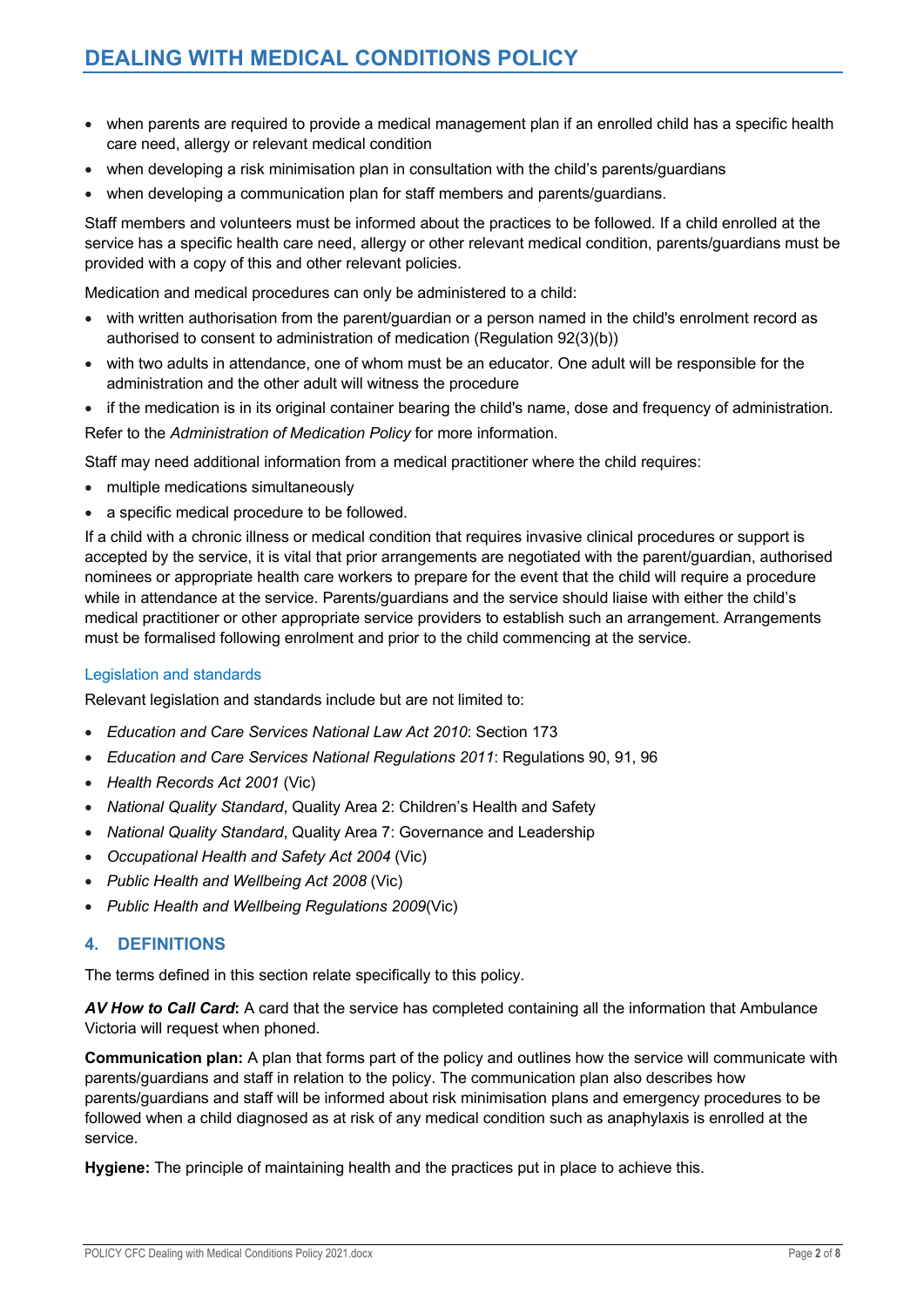- when parents are required to provide a medical management plan if an enrolled child has a specific health care need, allergy or relevant medical condition
- when developing a risk minimisation plan in consultation with the child's parents/guardians
- when developing a communication plan for staff members and parents/guardians.

Staff members and volunteers must be informed about the practices to be followed. If a child enrolled at the service has a specific health care need, allergy or other relevant medical condition, parents/guardians must be provided with a copy of this and other relevant policies.

Medication and medical procedures can only be administered to a child:

- with written authorisation from the parent/guardian or a person named in the child's enrolment record as authorised to consent to administration of medication (Regulation 92(3)(b))
- with two adults in attendance, one of whom must be an educator. One adult will be responsible for the administration and the other adult will witness the procedure
- if the medication is in its original container bearing the child's name, dose and frequency of administration.

Refer to the *Administration of Medication Policy* for more information.

Staff may need additional information from a medical practitioner where the child requires:

- multiple medications simultaneously
- a specific medical procedure to be followed.

If a child with a chronic illness or medical condition that requires invasive clinical procedures or support is accepted by the service, it is vital that prior arrangements are negotiated with the parent/guardian, authorised nominees or appropriate health care workers to prepare for the event that the child will require a procedure while in attendance at the service. Parents/guardians and the service should liaise with either the child's medical practitioner or other appropriate service providers to establish such an arrangement. Arrangements must be formalised following enrolment and prior to the child commencing at the service.

### Legislation and standards

Relevant legislation and standards include but are not limited to:

- *Education and Care Services National Law Act 2010*: Section 173
- *Education and Care Services National Regulations 2011*: Regulations 90, 91, 96
- *Health Records Act 2001* (Vic)
- *National Quality Standard*, Quality Area 2: Children's Health and Safety
- *National Quality Standard*, Quality Area 7: Governance and Leadership
- *Occupational Health and Safety Act 2004* (Vic)
- *Public Health and Wellbeing Act 2008* (Vic)
- *Public Health and Wellbeing Regulations 2009*(Vic)

## 4. DEFINITIONS

The terms defined in this section relate specifically to this policy.

***AV How to Call Card*:** A card that the service has completed containing all the information that Ambulance Victoria will request when phoned.

**Communication plan:** A plan that forms part of the policy and outlines how the service will communicate with parents/guardians and staff in relation to the policy. The communication plan also describes how parents/guardians and staff will be informed about risk minimisation plans and emergency procedures to be followed when a child diagnosed as at risk of any medical condition such as anaphylaxis is enrolled at the service.

**Hygiene:** The principle of maintaining health and the practices put in place to achieve this.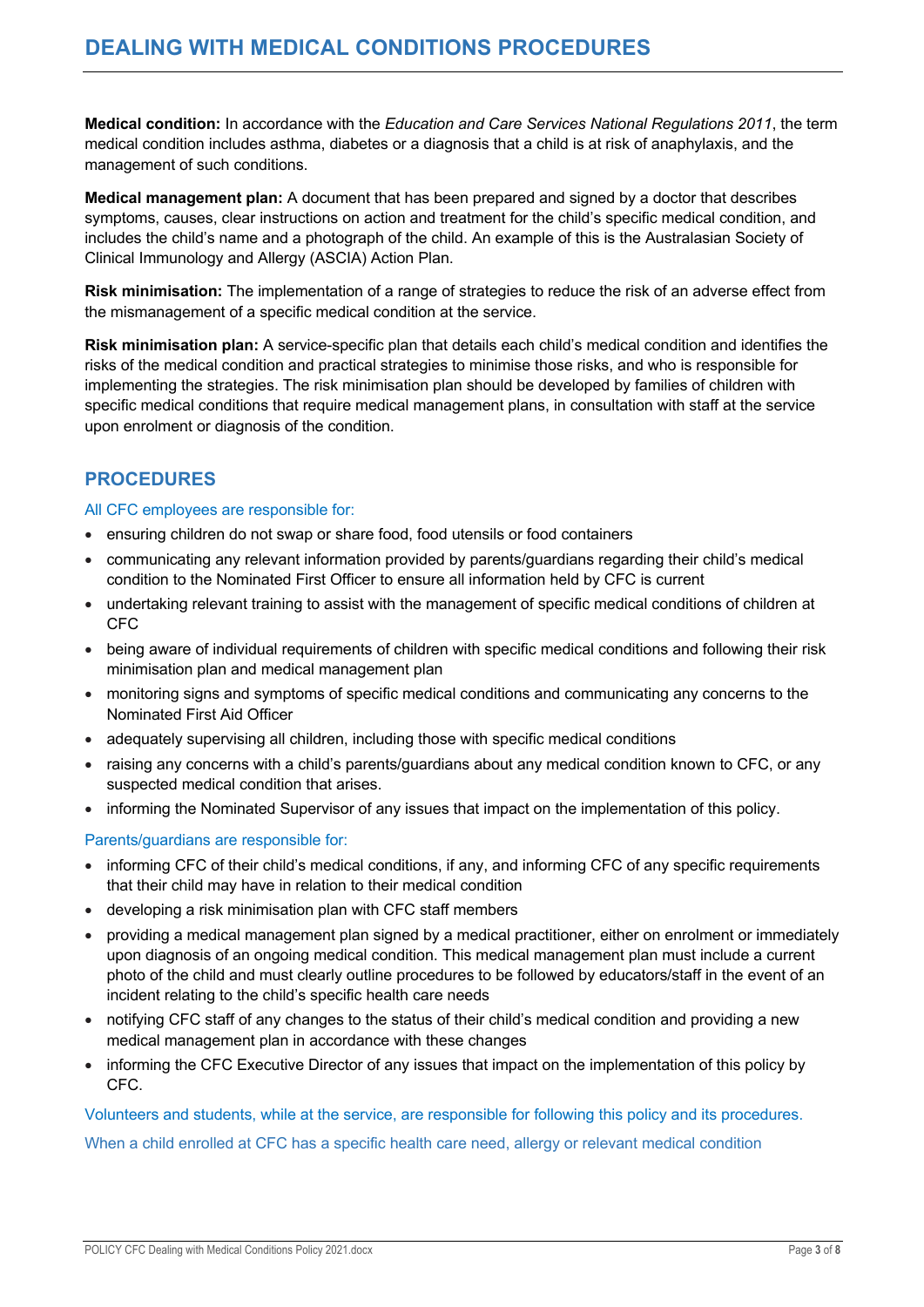**Medical condition:** In accordance with the *Education and Care Services National Regulations 2011*, the term medical condition includes asthma, diabetes or a diagnosis that a child is at risk of anaphylaxis, and the management of such conditions.

**Medical management plan:** A document that has been prepared and signed by a doctor that describes symptoms, causes, clear instructions on action and treatment for the child's specific medical condition, and includes the child's name and a photograph of the child. An example of this is the Australasian Society of Clinical Immunology and Allergy (ASCIA) Action Plan.

**Risk minimisation:** The implementation of a range of strategies to reduce the risk of an adverse effect from the mismanagement of a specific medical condition at the service.

**Risk minimisation plan:** A service-specific plan that details each child's medical condition and identifies the risks of the medical condition and practical strategies to minimise those risks, and who is responsible for implementing the strategies. The risk minimisation plan should be developed by families of children with specific medical conditions that require medical management plans, in consultation with staff at the service upon enrolment or diagnosis of the condition.

## PROCEDURES

### All CFC employees are responsible for:

- ensuring children do not swap or share food, food utensils or food containers
- communicating any relevant information provided by parents/guardians regarding their child's medical condition to the Nominated First Officer to ensure all information held by CFC is current
- undertaking relevant training to assist with the management of specific medical conditions of children at CFC
- being aware of individual requirements of children with specific medical conditions and following their risk minimisation plan and medical management plan
- monitoring signs and symptoms of specific medical conditions and communicating any concerns to the Nominated First Aid Officer
- adequately supervising all children, including those with specific medical conditions
- raising any concerns with a child's parents/guardians about any medical condition known to CFC, or any suspected medical condition that arises.
- informing the Nominated Supervisor of any issues that impact on the implementation of this policy.

### Parents/guardians are responsible for:

- informing CFC of their child's medical conditions, if any, and informing CFC of any specific requirements that their child may have in relation to their medical condition
- developing a risk minimisation plan with CFC staff members
- providing a medical management plan signed by a medical practitioner, either on enrolment or immediately upon diagnosis of an ongoing medical condition. This medical management plan must include a current photo of the child and must clearly outline procedures to be followed by educators/staff in the event of an incident relating to the child's specific health care needs
- notifying CFC staff of any changes to the status of their child's medical condition and providing a new medical management plan in accordance with these changes
- informing the CFC Executive Director of any issues that impact on the implementation of this policy by CFC.

### Volunteers and students, while at the service, are responsible for following this policy and its procedures.

### When a child enrolled at CFC has a specific health care need, allergy or relevant medical condition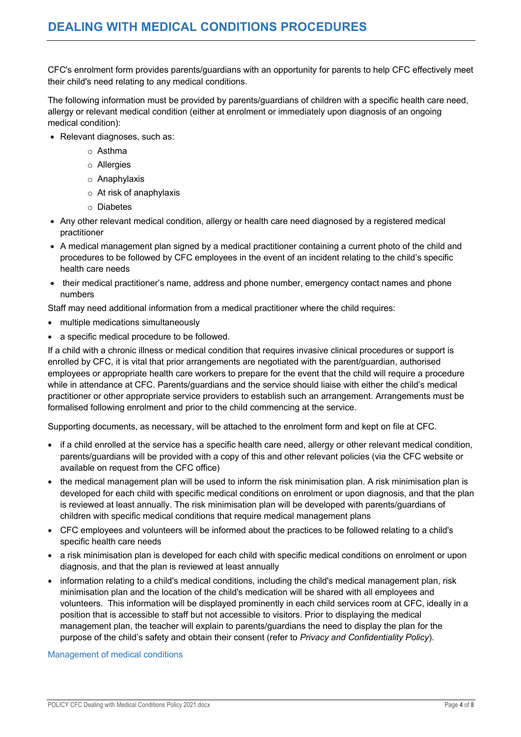# DEALING WITH MEDICAL CONDITIONS PROCEDURES

CFC's enrolment form provides parents/guardians with an opportunity for parents to help CFC effectively meet their child's need relating to any medical conditions.

The following information must be provided by parents/guardians of children with a specific health care need, allergy or relevant medical condition (either at enrolment or immediately upon diagnosis of an ongoing medical condition):

- Relevant diagnoses, such as:
  - Asthma
  - Allergies
  - Anaphylaxis
  - At risk of anaphylaxis
  - Diabetes
- Any other relevant medical condition, allergy or health care need diagnosed by a registered medical practitioner
- A medical management plan signed by a medical practitioner containing a current photo of the child and procedures to be followed by CFC employees in the event of an incident relating to the child's specific health care needs
- their medical practitioner's name, address and phone number, emergency contact names and phone numbers

Staff may need additional information from a medical practitioner where the child requires:

- multiple medications simultaneously
- a specific medical procedure to be followed.

If a child with a chronic illness or medical condition that requires invasive clinical procedures or support is enrolled by CFC, it is vital that prior arrangements are negotiated with the parent/guardian, authorised employees or appropriate health care workers to prepare for the event that the child will require a procedure while in attendance at CFC. Parents/guardians and the service should liaise with either the child's medical practitioner or other appropriate service providers to establish such an arrangement. Arrangements must be formalised following enrolment and prior to the child commencing at the service.

Supporting documents, as necessary, will be attached to the enrolment form and kept on file at CFC.

- if a child enrolled at the service has a specific health care need, allergy or other relevant medical condition, parents/guardians will be provided with a copy of this and other relevant policies (via the CFC website or available on request from the CFC office)
- the medical management plan will be used to inform the risk minimisation plan. A risk minimisation plan is developed for each child with specific medical conditions on enrolment or upon diagnosis, and that the plan is reviewed at least annually. The risk minimisation plan will be developed with parents/guardians of children with specific medical conditions that require medical management plans
- CFC employees and volunteers will be informed about the practices to be followed relating to a child's specific health care needs
- a risk minimisation plan is developed for each child with specific medical conditions on enrolment or upon diagnosis, and that the plan is reviewed at least annually
- information relating to a child's medical conditions, including the child's medical management plan, risk minimisation plan and the location of the child's medication will be shared with all employees and volunteers. This information will be displayed prominently in each child services room at CFC, ideally in a position that is accessible to staff but not accessible to visitors. Prior to displaying the medical management plan, the teacher will explain to parents/guardians the need to display the plan for the purpose of the child's safety and obtain their consent (refer to *Privacy and Confidentiality Policy*).

## Management of medical conditions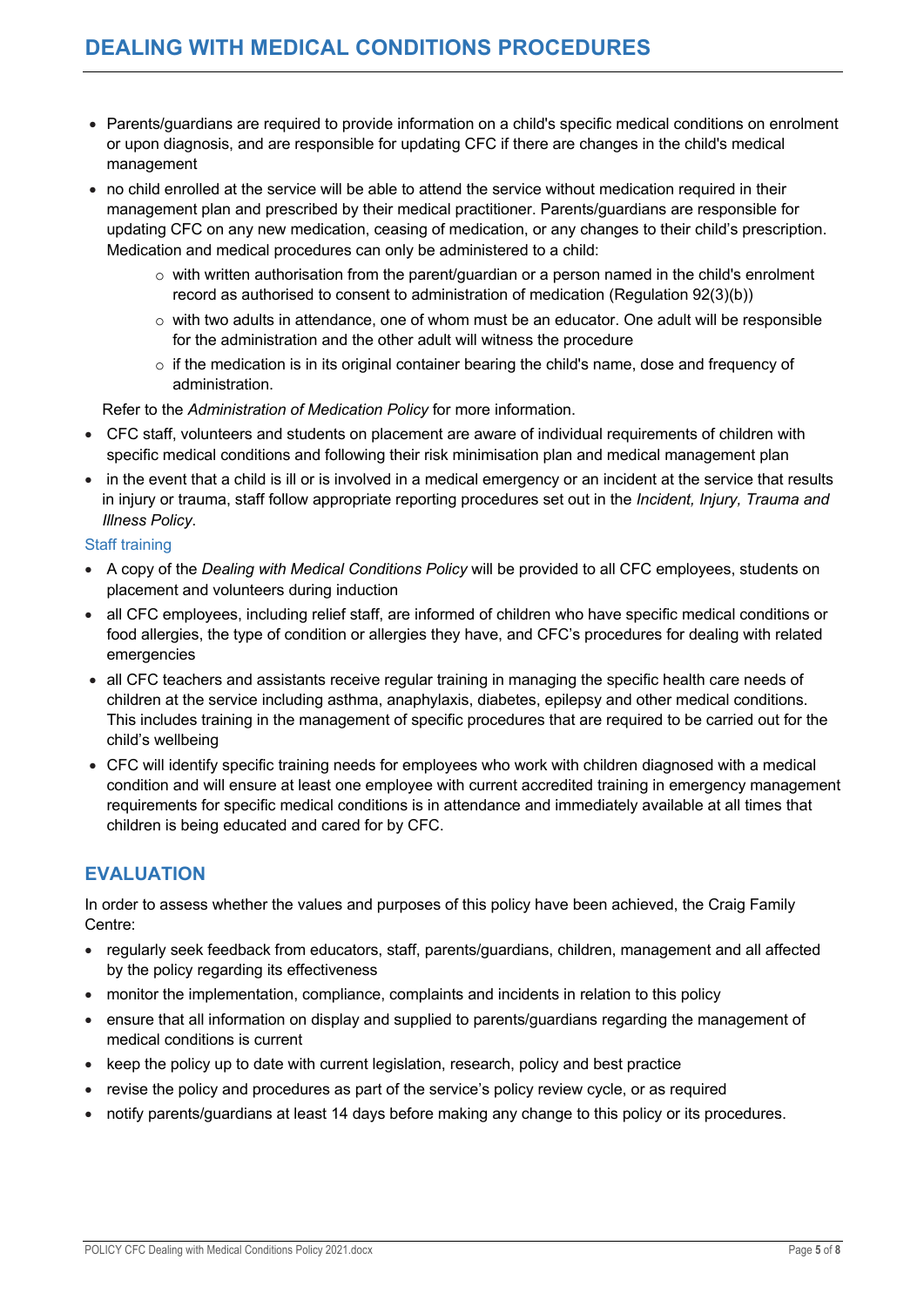- Parents/guardians are required to provide information on a child's specific medical conditions on enrolment or upon diagnosis, and are responsible for updating CFC if there are changes in the child's medical management
- no child enrolled at the service will be able to attend the service without medication required in their management plan and prescribed by their medical practitioner. Parents/guardians are responsible for updating CFC on any new medication, ceasing of medication, or any changes to their child's prescription. Medication and medical procedures can only be administered to a child:
  - with written authorisation from the parent/guardian or a person named in the child's enrolment record as authorised to consent to administration of medication (Regulation 92(3)(b))
  - with two adults in attendance, one of whom must be an educator. One adult will be responsible for the administration and the other adult will witness the procedure
  - if the medication is in its original container bearing the child's name, dose and frequency of administration.

  Refer to the *Administration of Medication Policy* for more information.
- CFC staff, volunteers and students on placement are aware of individual requirements of children with specific medical conditions and following their risk minimisation plan and medical management plan
- in the event that a child is ill or is involved in a medical emergency or an incident at the service that results in injury or trauma, staff follow appropriate reporting procedures set out in the *Incident, Injury, Trauma and Illness Policy*.

### Staff training

- A copy of the *Dealing with Medical Conditions Policy* will be provided to all CFC employees, students on placement and volunteers during induction
- all CFC employees, including relief staff, are informed of children who have specific medical conditions or food allergies, the type of condition or allergies they have, and CFC's procedures for dealing with related emergencies
- all CFC teachers and assistants receive regular training in managing the specific health care needs of children at the service including asthma, anaphylaxis, diabetes, epilepsy and other medical conditions. This includes training in the management of specific procedures that are required to be carried out for the child's wellbeing
- CFC will identify specific training needs for employees who work with children diagnosed with a medical condition and will ensure at least one employee with current accredited training in emergency management requirements for specific medical conditions is in attendance and immediately available at all times that children is being educated and cared for by CFC.

## EVALUATION

In order to assess whether the values and purposes of this policy have been achieved, the Craig Family Centre:

- regularly seek feedback from educators, staff, parents/guardians, children, management and all affected by the policy regarding its effectiveness
- monitor the implementation, compliance, complaints and incidents in relation to this policy
- ensure that all information on display and supplied to parents/guardians regarding the management of medical conditions is current
- keep the policy up to date with current legislation, research, policy and best practice
- revise the policy and procedures as part of the service's policy review cycle, or as required
- notify parents/guardians at least 14 days before making any change to this policy or its procedures.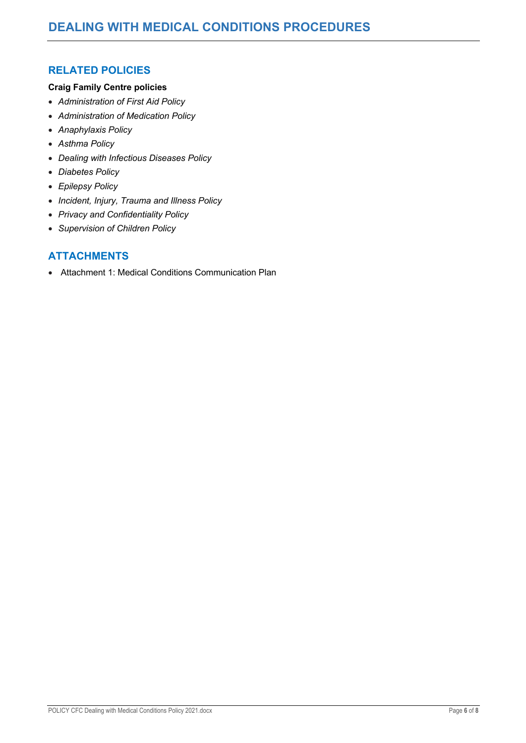## RELATED POLICIES

**Craig Family Centre policies**

- *Administration of First Aid Policy*
- *Administration of Medication Policy*
- *Anaphylaxis Policy*
- *Asthma Policy*
- *Dealing with Infectious Diseases Policy*
- *Diabetes Policy*
- *Epilepsy Policy*
- *Incident, Injury, Trauma and Illness Policy*
- *Privacy and Confidentiality Policy*
- *Supervision of Children Policy*

## ATTACHMENTS

- Attachment 1: Medical Conditions Communication Plan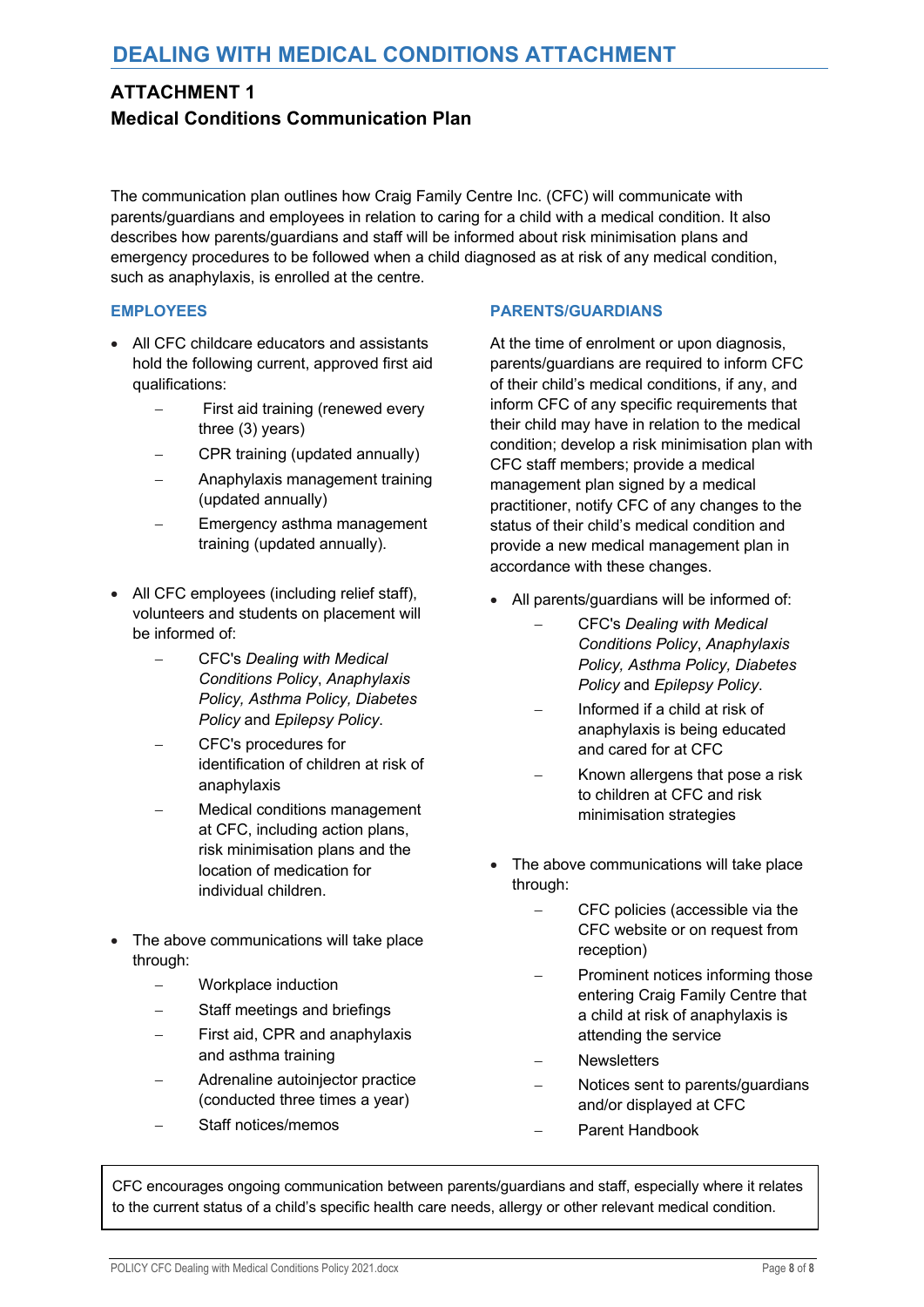# DEALING WITH MEDICAL CONDITIONS ATTACHMENT

## ATTACHMENT 1

### Medical Conditions Communication Plan

The communication plan outlines how Craig Family Centre Inc. (CFC) will communicate with parents/guardians and employees in relation to caring for a child with a medical condition. It also describes how parents/guardians and staff will be informed about risk minimisation plans and emergency procedures to be followed when a child diagnosed as at risk of any medical condition, such as anaphylaxis, is enrolled at the centre.

#### EMPLOYEES

- All CFC childcare educators and assistants hold the following current, approved first aid qualifications:
  - First aid training (renewed every three (3) years)
  - CPR training (updated annually)
  - Anaphylaxis management training (updated annually)
  - Emergency asthma management training (updated annually).
- All CFC employees (including relief staff), volunteers and students on placement will be informed of:
  - CFC's *Dealing with Medical Conditions Policy*, *Anaphylaxis Policy, Asthma Policy, Diabetes Policy* and *Epilepsy Policy*.
  - CFC's procedures for identification of children at risk of anaphylaxis
  - Medical conditions management at CFC, including action plans, risk minimisation plans and the location of medication for individual children.
- The above communications will take place through:
  - Workplace induction
  - Staff meetings and briefings
  - First aid, CPR and anaphylaxis and asthma training
  - Adrenaline autoinjector practice (conducted three times a year)
  - Staff notices/memos

#### PARENTS/GUARDIANS

At the time of enrolment or upon diagnosis, parents/guardians are required to inform CFC of their child's medical conditions, if any, and inform CFC of any specific requirements that their child may have in relation to the medical condition; develop a risk minimisation plan with CFC staff members; provide a medical management plan signed by a medical practitioner, notify CFC of any changes to the status of their child's medical condition and provide a new medical management plan in accordance with these changes.

- All parents/guardians will be informed of:
  - CFC's *Dealing with Medical Conditions Policy*, *Anaphylaxis Policy, Asthma Policy, Diabetes Policy* and *Epilepsy Policy*.
  - Informed if a child at risk of anaphylaxis is being educated and cared for at CFC
  - Known allergens that pose a risk to children at CFC and risk minimisation strategies
- The above communications will take place through:
  - CFC policies (accessible via the CFC website or on request from reception)
  - Prominent notices informing those entering Craig Family Centre that a child at risk of anaphylaxis is attending the service
  - Newsletters
  - Notices sent to parents/guardians and/or displayed at CFC
  - Parent Handbook

CFC encourages ongoing communication between parents/guardians and staff, especially where it relates to the current status of a child's specific health care needs, allergy or other relevant medical condition.